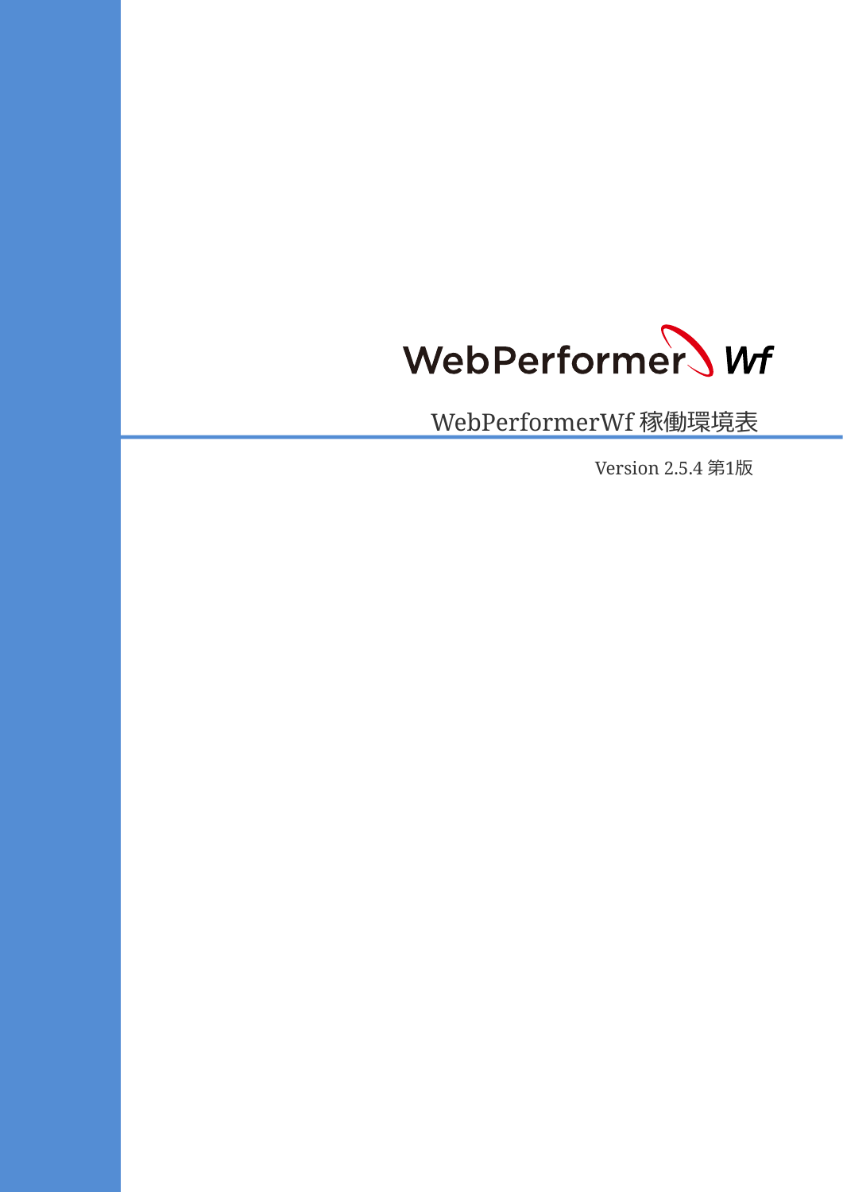WebPerformer Wf

# WebPerformerWf 稼働環境表

Version 2.5.4 第1版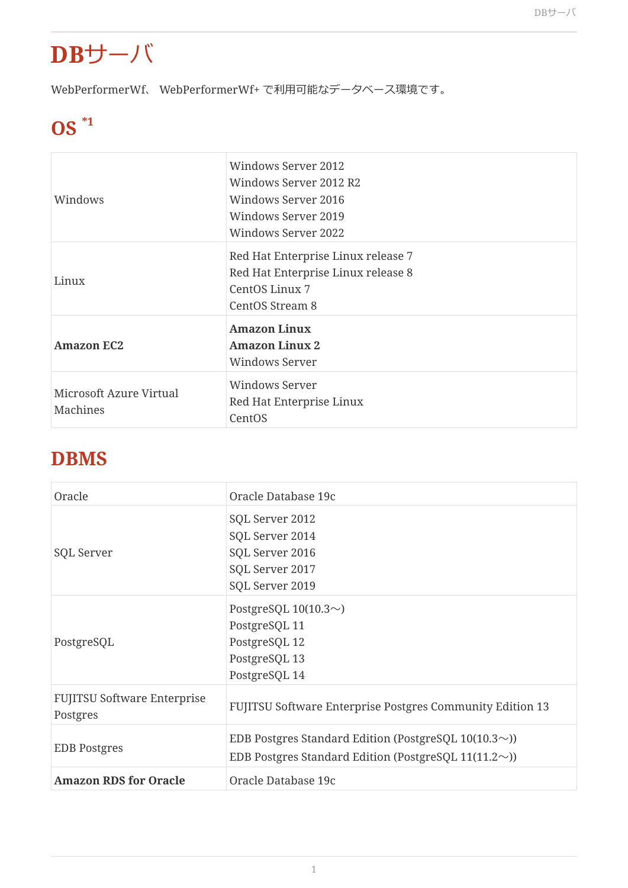# DBサーバ

WebPerformerWf、 WebPerformerWf+ で利用可能なデータベース環境です。

## OS [*1]

| | |
|---|---|
| Windows | Windows Server 2012<br>Windows Server 2012 R2<br>Windows Server 2016<br>Windows Server 2019<br>Windows Server 2022 |
| Linux | Red Hat Enterprise Linux release 7<br>Red Hat Enterprise Linux release 8<br>CentOS Linux 7<br>CentOS Stream 8 |
| **Amazon EC2** | **Amazon Linux**<br>**Amazon Linux 2**<br>Windows Server |
| Microsoft Azure Virtual Machines | Windows Server<br>Red Hat Enterprise Linux<br>CentOS |

## DBMS

| | |
|---|---|
| Oracle | Oracle Database 19c |
| SQL Server | SQL Server 2012<br>SQL Server 2014<br>SQL Server 2016<br>SQL Server 2017<br>SQL Server 2019 |
| PostgreSQL | PostgreSQL 10(10.3～)<br>PostgreSQL 11<br>PostgreSQL 12<br>PostgreSQL 13<br>PostgreSQL 14 |
| FUJITSU Software Enterprise Postgres | FUJITSU Software Enterprise Postgres Community Edition 13 |
| EDB Postgres | EDB Postgres Standard Edition (PostgreSQL 10(10.3～))<br>EDB Postgres Standard Edition (PostgreSQL 11(11.2～)) |
| **Amazon RDS for Oracle** | Oracle Database 19c |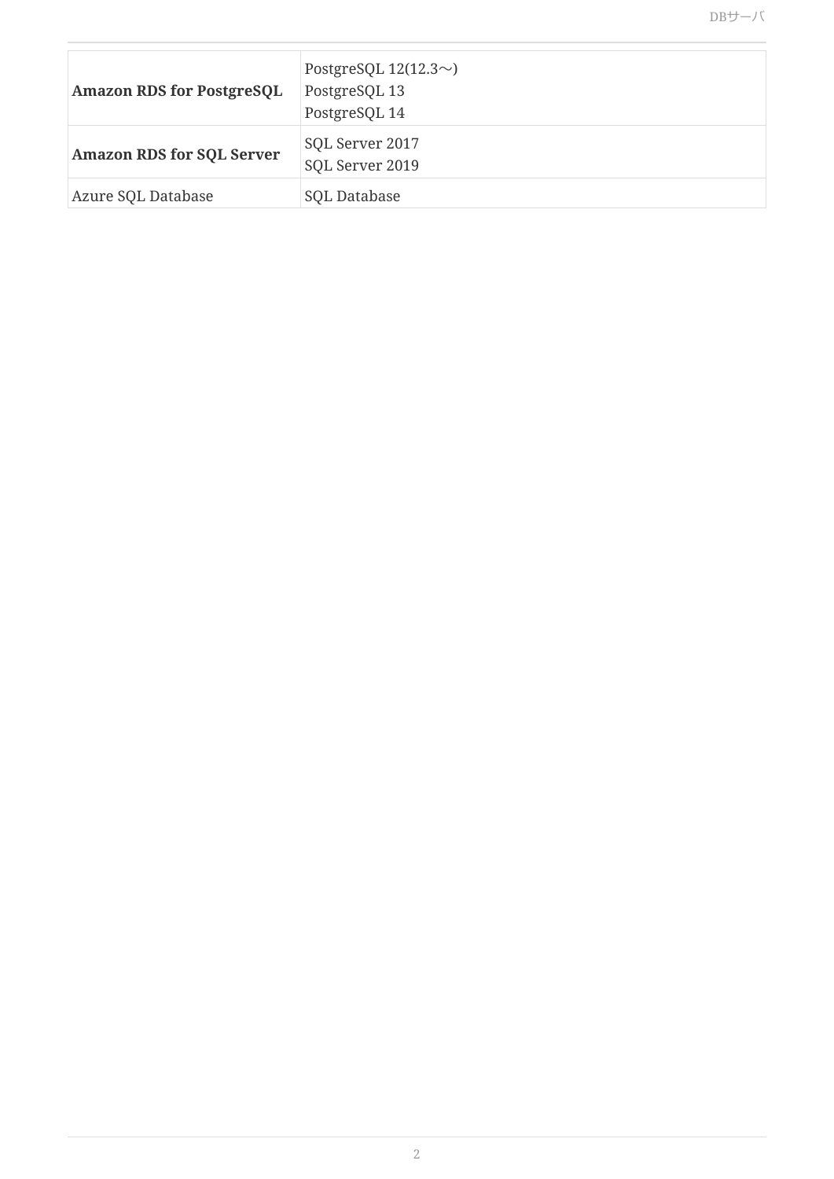| | |
|---|---|
| **Amazon RDS for PostgreSQL** | PostgreSQL 12(12.3～)<br>PostgreSQL 13<br>PostgreSQL 14 |
| **Amazon RDS for SQL Server** | SQL Server 2017<br>SQL Server 2019 |
| Azure SQL Database | SQL Database |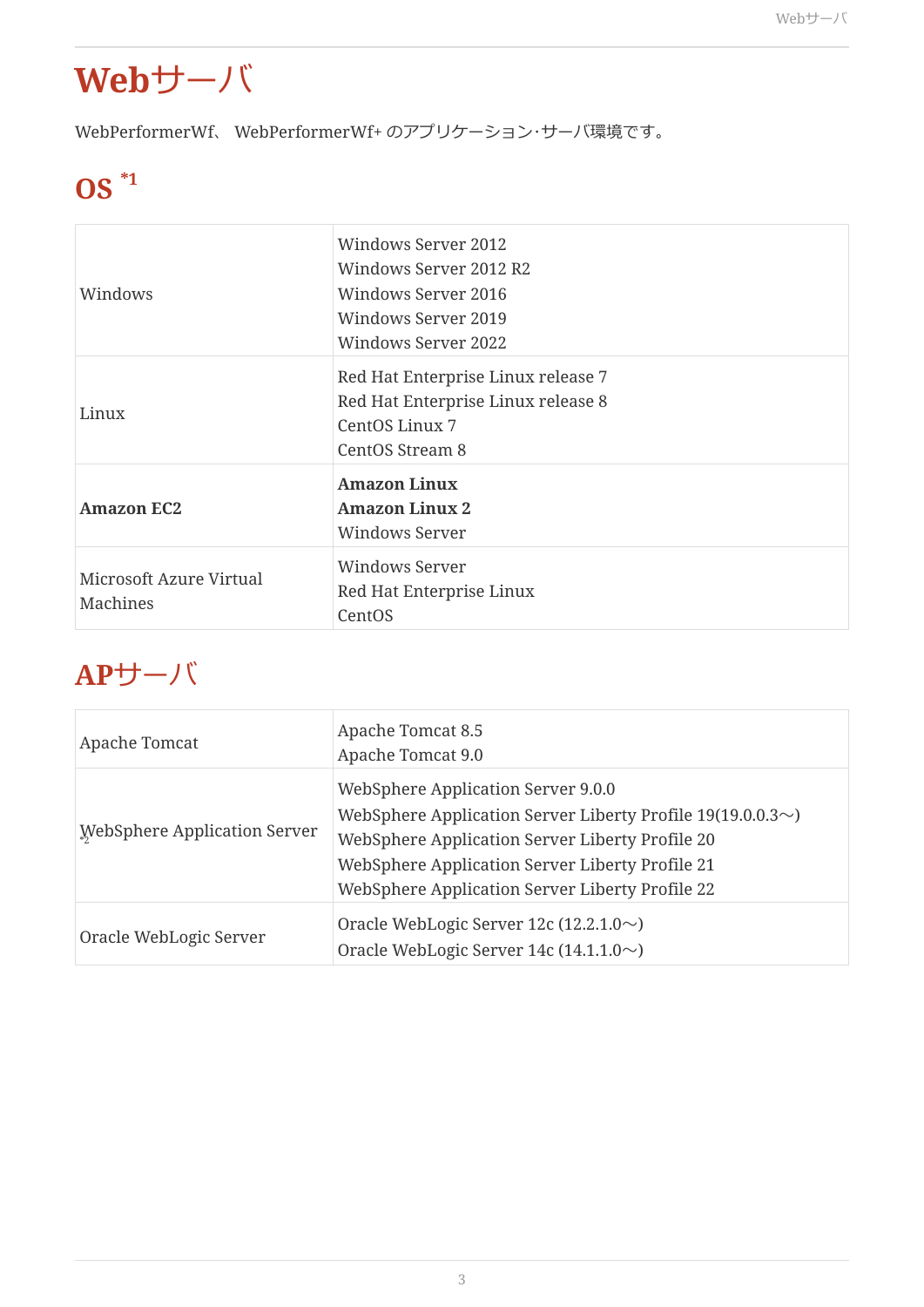# Webサーバ

WebPerformerWf、 WebPerformerWf+ のアプリケーション･サーバ環境です。

## OS [*1]

| | |
|---|---|
| Windows | Windows Server 2012<br>Windows Server 2012 R2<br>Windows Server 2016<br>Windows Server 2019<br>Windows Server 2022 |
| Linux | Red Hat Enterprise Linux release 7<br>Red Hat Enterprise Linux release 8<br>CentOS Linux 7<br>CentOS Stream 8 |
| **Amazon EC2** | **Amazon Linux**<br>**Amazon Linux 2**<br>Windows Server |
| Microsoft Azure Virtual Machines | Windows Server<br>Red Hat Enterprise Linux<br>CentOS |

## APサーバ

| | |
|---|---|
| Apache Tomcat | Apache Tomcat 8.5<br>Apache Tomcat 9.0 |
| WebSphere Application Server [*2] | WebSphere Application Server 9.0.0<br>WebSphere Application Server Liberty Profile 19(19.0.0.3～)<br>WebSphere Application Server Liberty Profile 20<br>WebSphere Application Server Liberty Profile 21<br>WebSphere Application Server Liberty Profile 22 |
| Oracle WebLogic Server | Oracle WebLogic Server 12c (12.2.1.0～)<br>Oracle WebLogic Server 14c (14.1.1.0～) |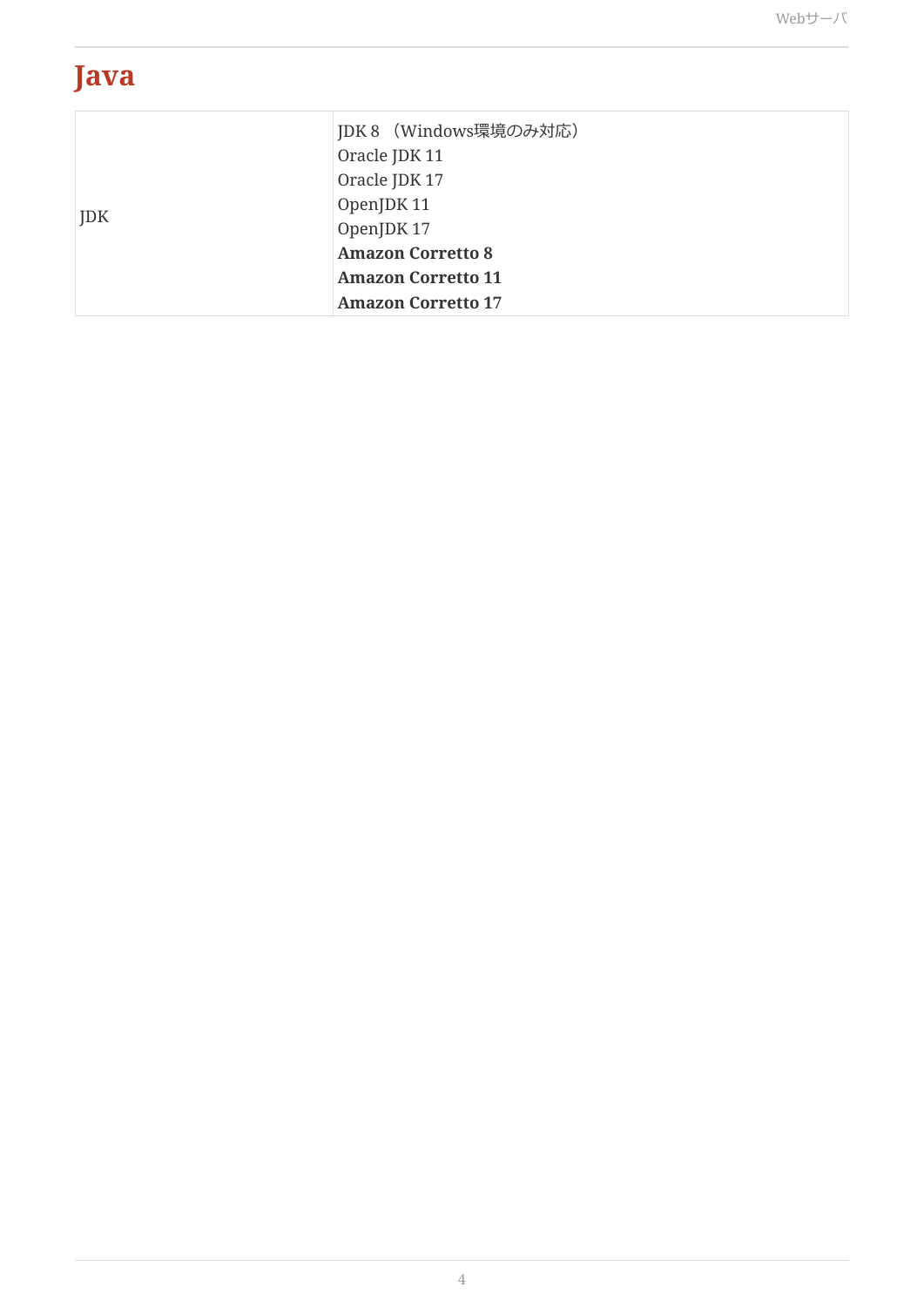# Java

| | |
|---|---|
| JDK | JDK 8 （Windows環境のみ対応）<br>Oracle JDK 11<br>Oracle JDK 17<br>OpenJDK 11<br>OpenJDK 17<br>**Amazon Corretto 8**<br>**Amazon Corretto 11**<br>**Amazon Corretto 17** |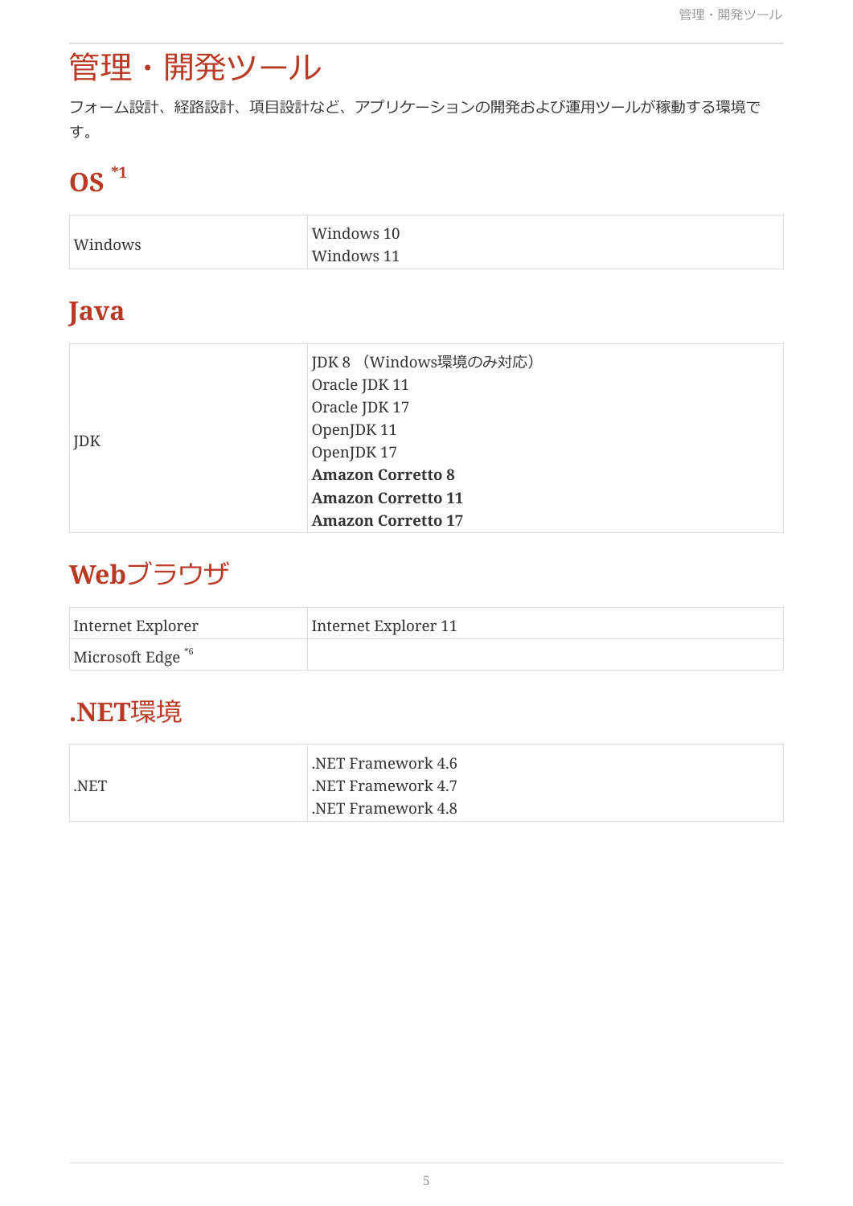# 管理・開発ツール

フォーム設計、経路設計、項目設計など、アプリケーションの開発および運用ツールが稼動する環境です。

## OS [*1]

| | |
|---|---|
| Windows | Windows 10<br>Windows 11 |

## Java

| | |
|---|---|
| JDK | JDK 8 （Windows環境のみ対応）<br>Oracle JDK 11<br>Oracle JDK 17<br>OpenJDK 11<br>OpenJDK 17<br>**Amazon Corretto 8**<br>**Amazon Corretto 11**<br>**Amazon Corretto 17** |

## Webブラウザ

| | |
|---|---|
| Internet Explorer | Internet Explorer 11 |
| Microsoft Edge [*6] | |

## .NET環境

| | |
|---|---|
| .NET | .NET Framework 4.6<br>.NET Framework 4.7<br>.NET Framework 4.8 |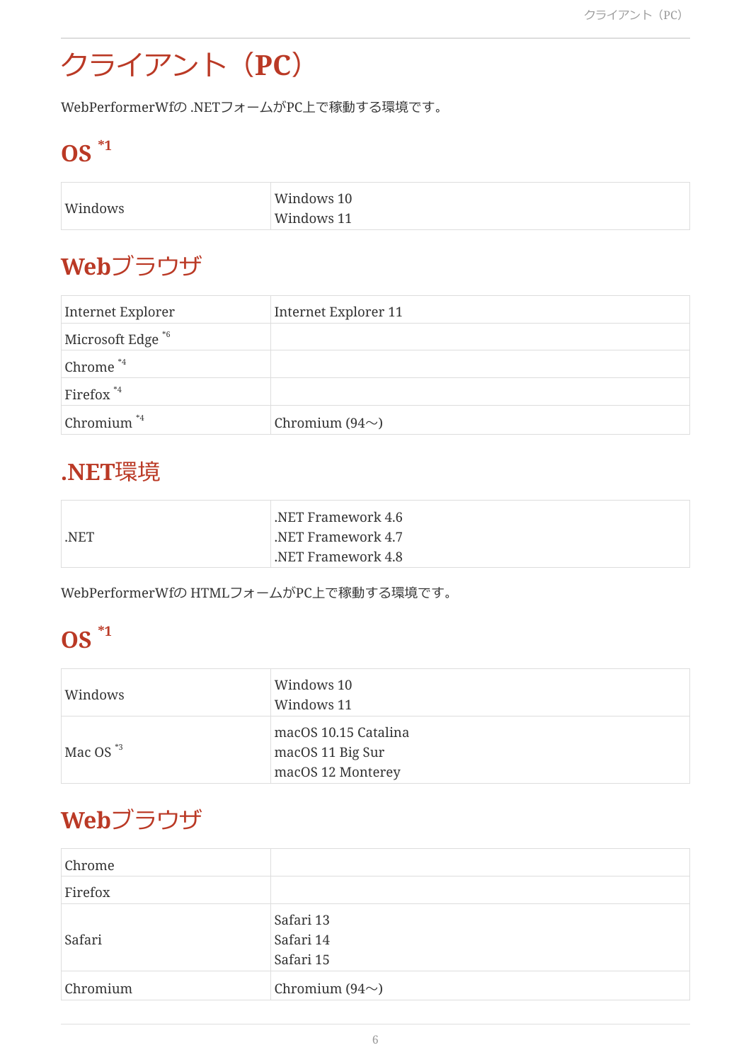# クライアント（PC）

WebPerformerWfの .NETフォームがPC上で稼動する環境です。

## OS [*1]

| | |
|---|---|
| Windows | Windows 10<br>Windows 11 |

## Webブラウザ

| | |
|---|---|
| Internet Explorer | Internet Explorer 11 |
| Microsoft Edge [*6] | |
| Chrome [*4] | |
| Firefox [*4] | |
| Chromium [*4] | Chromium (94～) |

## .NET環境

| | |
|---|---|
| .NET | .NET Framework 4.6<br>.NET Framework 4.7<br>.NET Framework 4.8 |

WebPerformerWfの HTMLフォームがPC上で稼動する環境です。

## OS [*1]

| | |
|---|---|
| Windows | Windows 10<br>Windows 11 |
| Mac OS [*3] | macOS 10.15 Catalina<br>macOS 11 Big Sur<br>macOS 12 Monterey |

## Webブラウザ

| | |
|---|---|
| Chrome | |
| Firefox | |
| Safari | Safari 13<br>Safari 14<br>Safari 15 |
| Chromium | Chromium (94～) |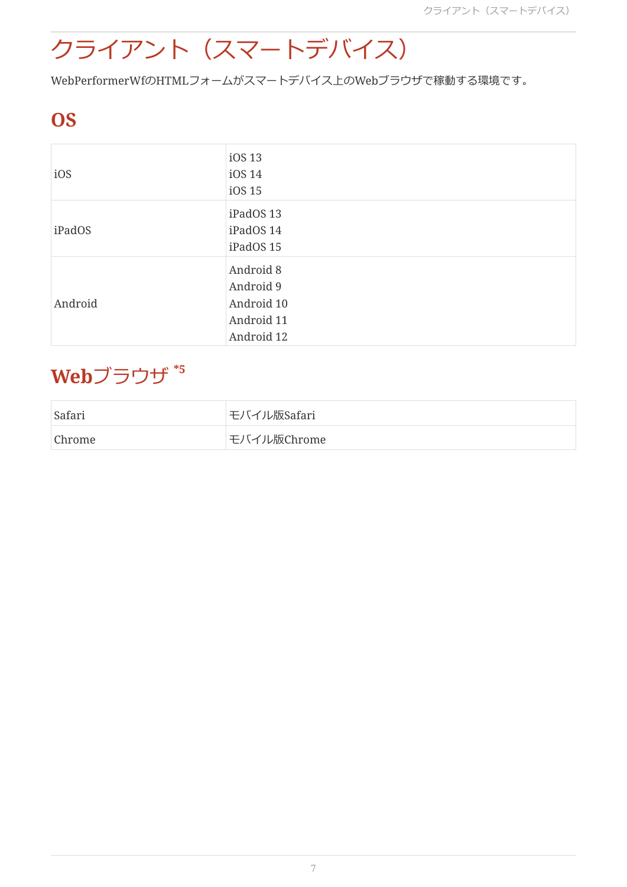# クライアント（スマートデバイス）

WebPerformerWfのHTMLフォームがスマートデバイス上のWebブラウザで稼動する環境です。

## OS

| | |
|---|---|
| iOS | iOS 13<br>iOS 14<br>iOS 15 |
| iPadOS | iPadOS 13<br>iPadOS 14<br>iPadOS 15 |
| Android | Android 8<br>Android 9<br>Android 10<br>Android 11<br>Android 12 |

## Webブラウザ *5

| | |
|---|---|
| Safari | モバイル版Safari |
| Chrome | モバイル版Chrome |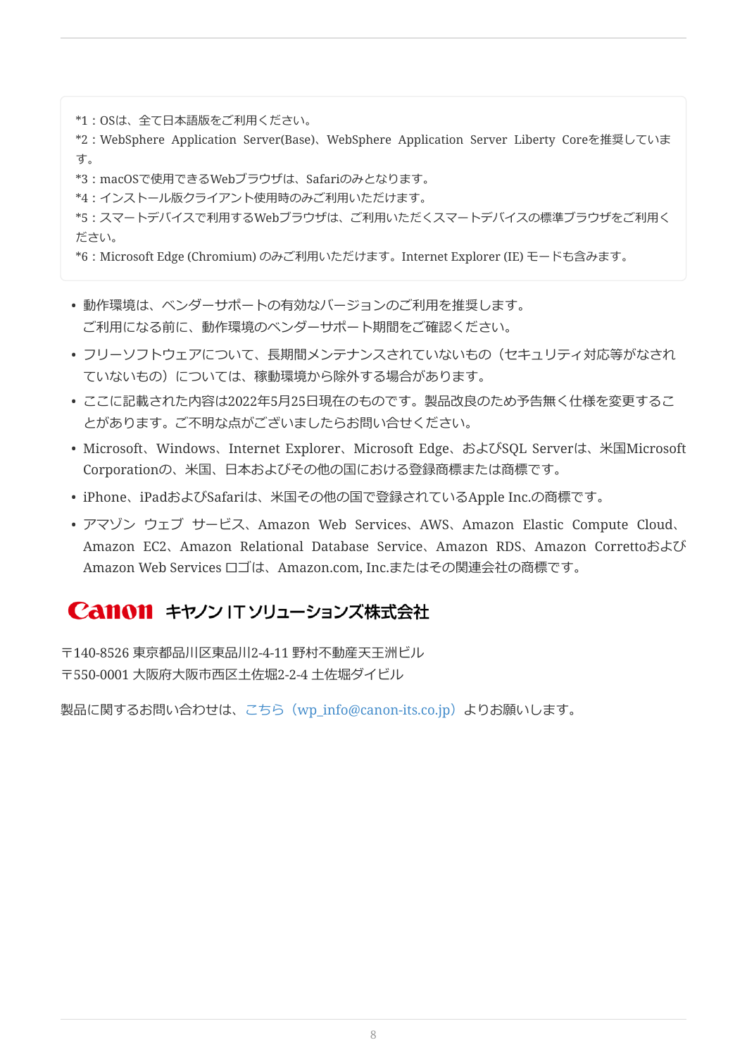*1：OSは、全て日本語版をご利用ください。
*2：WebSphere Application Server(Base)、WebSphere Application Server Liberty Coreを推奨しています。
*3：macOSで使用できるWebブラウザは、Safariのみとなります。
*4：インストール版クライアント使用時のみご利用いただけます。
*5：スマートデバイスで利用するWebブラウザは、ご利用いただくスマートデバイスの標準ブラウザをご利用ください。
*6：Microsoft Edge (Chromium) のみご利用いただけます。Internet Explorer (IE) モードも含みます。

- 動作環境は、ベンダーサポートの有効なバージョンのご利用を推奨します。
  ご利用になる前に、動作環境のベンダーサポート期間をご確認ください。
- フリーソフトウェアについて、長期間メンテナンスされていないもの（セキュリティ対応等がなされていないもの）については、稼動環境から除外する場合があります。
- ここに記載された内容は2022年5月25日現在のものです。製品改良のため予告無く仕様を変更することがあります。ご不明な点がございましたらお問い合せください。
- Microsoft、Windows、Internet Explorer、Microsoft Edge、およびSQL Serverは、米国Microsoft Corporationの、米国、日本およびその他の国における登録商標または商標です。
- iPhone、iPadおよびSafariは、米国その他の国で登録されているApple Inc.の商標です。
- アマゾン ウェブ サービス、Amazon Web Services、AWS、Amazon Elastic Compute Cloud、Amazon EC2、Amazon Relational Database Service、Amazon RDS、Amazon Correttoおよび Amazon Web Services ロゴは、Amazon.com, Inc.またはその関連会社の商標です。

**Canon キヤノンITソリューションズ株式会社**

〒140-8526 東京都品川区東品川2-4-11 野村不動産天王洲ビル
〒550-0001 大阪府大阪市西区土佐堀2-2-4 土佐堀ダイビル

製品に関するお問い合わせは、こちら（wp_info@canon-its.co.jp）よりお願いします。